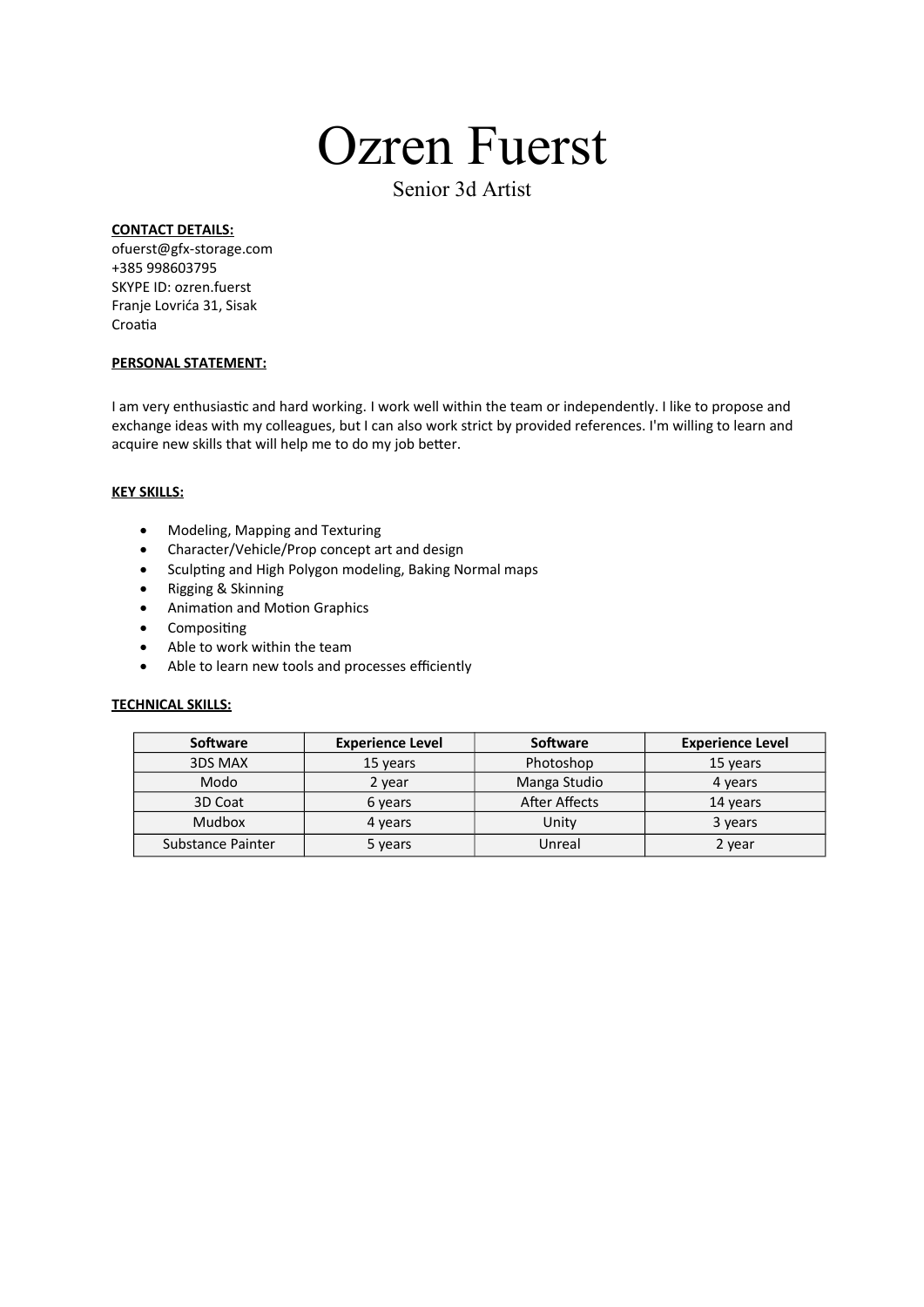# Ozren Fuerst

Senior 3d Artist

**CONTACT DETAILS:**

ofuerst@gfx-storage.com
+385 998603795
SKYPE ID: ozren.fuerst
Franje Lovrića 31, Sisak
Croatia

**PERSONAL STATEMENT:**

I am very enthusiastic and hard working. I work well within the team or independently. I like to propose and exchange ideas with my colleagues, but I can also work strict by provided references. I'm willing to learn and acquire new skills that will help me to do my job better.

**KEY SKILLS:**

- Modeling, Mapping and Texturing
- Character/Vehicle/Prop concept art and design
- Sculpting and High Polygon modeling, Baking Normal maps
- Rigging & Skinning
- Animation and Motion Graphics
- Compositing
- Able to work within the team
- Able to learn new tools and processes efficiently

**TECHNICAL SKILLS:**

| Software | Experience Level | Software | Experience Level |
|---|---|---|---|
| 3DS MAX | 15 years | Photoshop | 15 years |
| Modo | 2 year | Manga Studio | 4 years |
| 3D Coat | 6 years | After Affects | 14 years |
| Mudbox | 4 years | Unity | 3 years |
| Substance Painter | 5 years | Unreal | 2 year |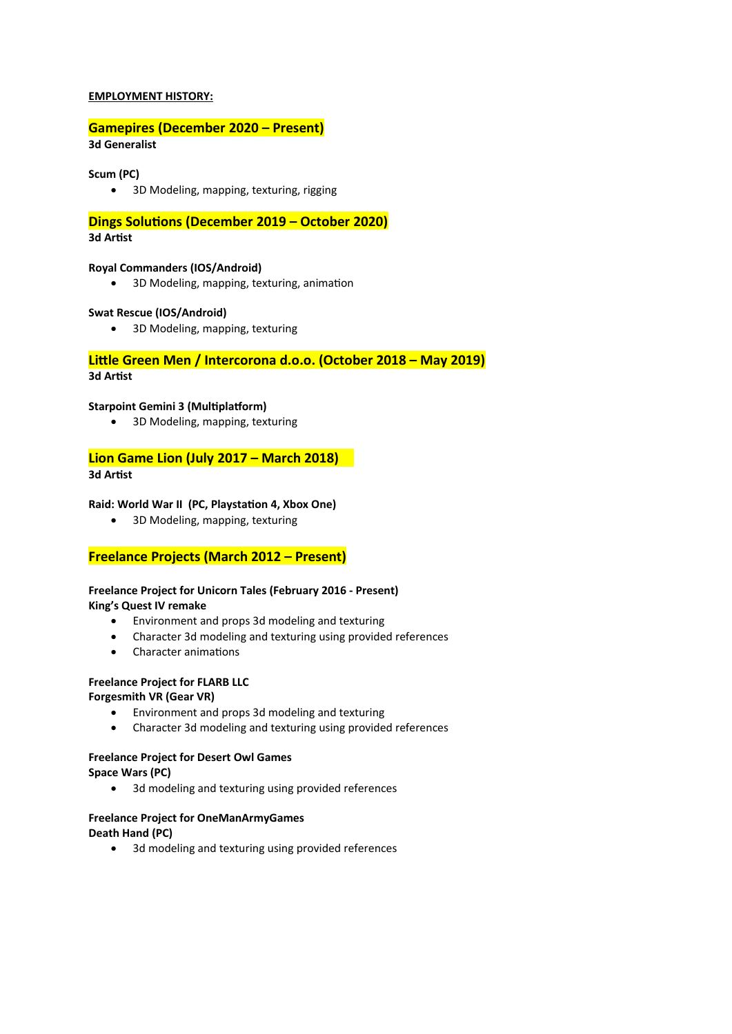**EMPLOYMENT HISTORY:**

## Gamepires (December 2020 – Present)

**3d Generalist**

**Scum (PC)**

- 3D Modeling, mapping, texturing, rigging

## Dings Solutions (December 2019 – October 2020)

**3d Artist**

**Royal Commanders (IOS/Android)**

- 3D Modeling, mapping, texturing, animation

**Swat Rescue (IOS/Android)**

- 3D Modeling, mapping, texturing

## Little Green Men / Intercorona d.o.o. (October 2018 – May 2019)

**3d Artist**

**Starpoint Gemini 3 (Multiplatform)**

- 3D Modeling, mapping, texturing

## Lion Game Lion (July 2017 – March 2018)

**3d Artist**

**Raid: World War II (PC, Playstation 4, Xbox One)**

- 3D Modeling, mapping, texturing

## Freelance Projects (March 2012 – Present)

**Freelance Project for Unicorn Tales (February 2016 - Present)**
**King's Quest IV remake**

- Environment and props 3d modeling and texturing
- Character 3d modeling and texturing using provided references
- Character animations

**Freelance Project for FLARB LLC**
**Forgesmith VR (Gear VR)**

- Environment and props 3d modeling and texturing
- Character 3d modeling and texturing using provided references

**Freelance Project for Desert Owl Games**
**Space Wars (PC)**

- 3d modeling and texturing using provided references

**Freelance Project for OneManArmyGames**
**Death Hand (PC)**

- 3d modeling and texturing using provided references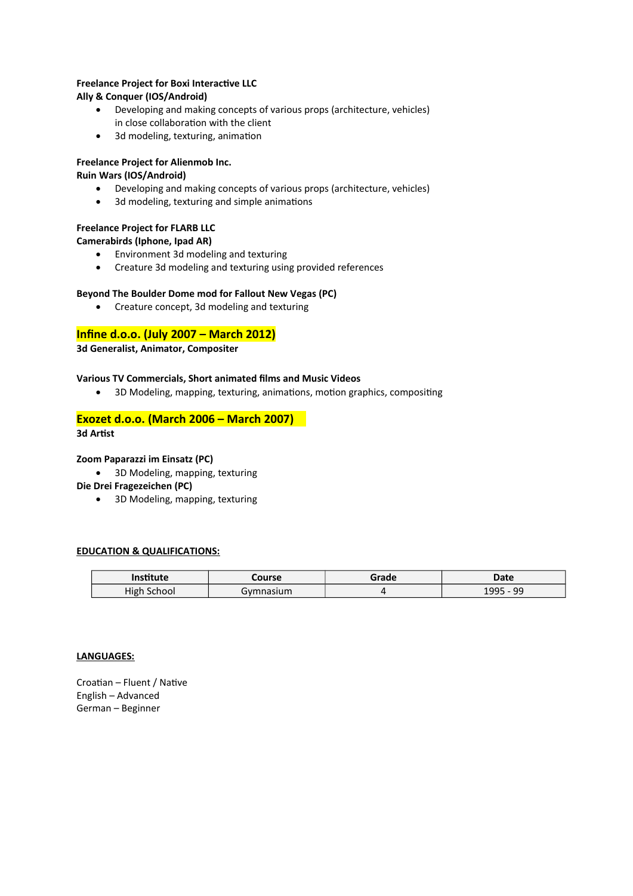**Freelance Project for Boxi Interactive LLC**
**Ally & Conquer (IOS/Android)**

- Developing and making concepts of various props (architecture, vehicles) in close collaboration with the client
- 3d modeling, texturing, animation

**Freelance Project for Alienmob Inc.**
**Ruin Wars (IOS/Android)**

- Developing and making concepts of various props (architecture, vehicles)
- 3d modeling, texturing and simple animations

**Freelance Project for FLARB LLC**
**Camerabirds (Iphone, Ipad AR)**

- Environment 3d modeling and texturing
- Creature 3d modeling and texturing using provided references

**Beyond The Boulder Dome mod for Fallout New Vegas (PC)**

- Creature concept, 3d modeling and texturing

## Infine d.o.o. (July 2007 – March 2012)

**3d Generalist, Animator, Compositer**

**Various TV Commercials, Short animated films and Music Videos**

- 3D Modeling, mapping, texturing, animations, motion graphics, compositing

## Exozet d.o.o. (March 2006 – March 2007)

**3d Artist**

**Zoom Paparazzi im Einsatz (PC)**

- 3D Modeling, mapping, texturing

**Die Drei Fragezeichen (PC)**

- 3D Modeling, mapping, texturing

## EDUCATION & QUALIFICATIONS:

| Institute | Course | Grade | Date |
|---|---|---|---|
| High School | Gymnasium | 4 | 1995 - 99 |

## LANGUAGES:

Croatian – Fluent / Native
English – Advanced
German – Beginner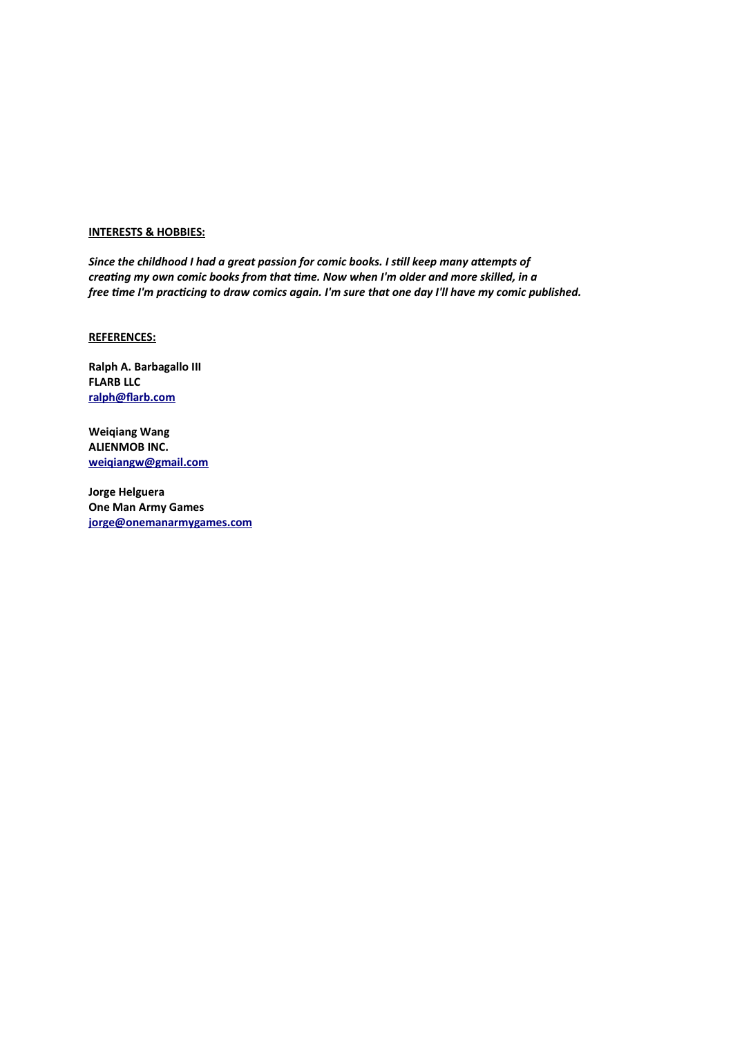**INTERESTS & HOBBIES:**

***Since the childhood I had a great passion for comic books. I still keep many attempts of creating my own comic books from that time. Now when I'm older and more skilled, in a free time I'm practicing to draw comics again. I'm sure that one day I'll have my comic published.***

**REFERENCES:**

**Ralph A. Barbagallo III**
**FLARB LLC**
**ralph@flarb.com**

**Weiqiang Wang**
**ALIENMOB INC.**
**weiqiangw@gmail.com**

**Jorge Helguera**
**One Man Army Games**
**jorge@onemanarmygames.com**